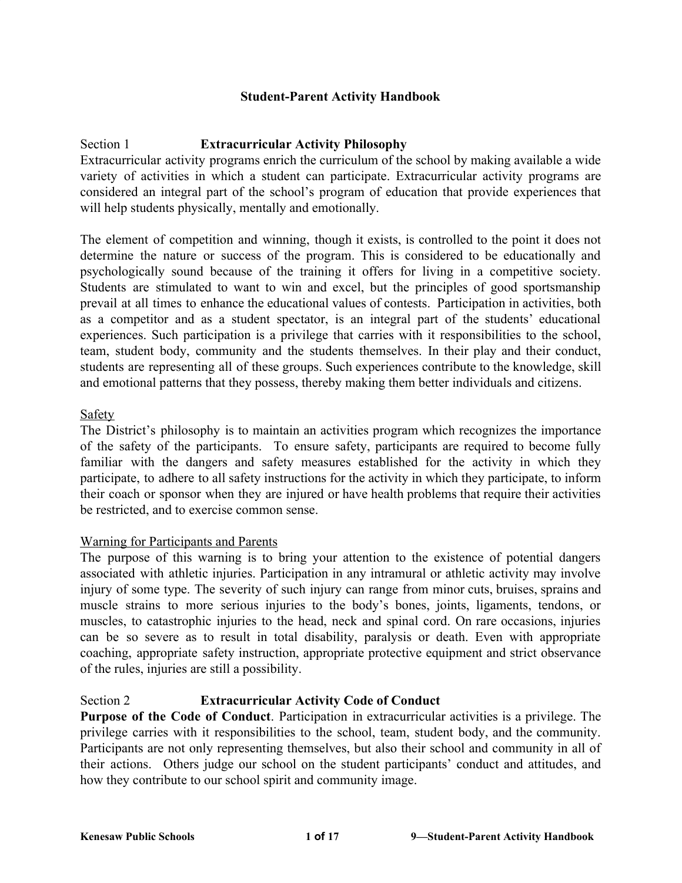# Student-Parent Activity Handbook

## Section 1 Extracurricular Activity Philosophy

Extracurricular activity programs enrich the curriculum of the school by making available a wide variety of activities in which a student can participate. Extracurricular activity programs are considered an integral part of the school's program of education that provide experiences that will help students physically, mentally and emotionally.

The element of competition and winning, though it exists, is controlled to the point it does not determine the nature or success of the program. This is considered to be educationally and psychologically sound because of the training it offers for living in a competitive society. Students are stimulated to want to win and excel, but the principles of good sportsmanship prevail at all times to enhance the educational values of contests. Participation in activities, both as a competitor and as a student spectator, is an integral part of the students' educational experiences. Such participation is a privilege that carries with it responsibilities to the school, team, student body, community and the students themselves. In their play and their conduct, students are representing all of these groups. Such experiences contribute to the knowledge, skill and emotional patterns that they possess, thereby making them better individuals and citizens.

### Safety

The District's philosophy is to maintain an activities program which recognizes the importance of the safety of the participants. To ensure safety, participants are required to become fully familiar with the dangers and safety measures established for the activity in which they participate, to adhere to all safety instructions for the activity in which they participate, to inform their coach or sponsor when they are injured or have health problems that require their activities be restricted, and to exercise common sense.

### Warning for Participants and Parents

The purpose of this warning is to bring your attention to the existence of potential dangers associated with athletic injuries. Participation in any intramural or athletic activity may involve injury of some type. The severity of such injury can range from minor cuts, bruises, sprains and muscle strains to more serious injuries to the body's bones, joints, ligaments, tendons, or muscles, to catastrophic injuries to the head, neck and spinal cord. On rare occasions, injuries can be so severe as to result in total disability, paralysis or death. Even with appropriate coaching, appropriate safety instruction, appropriate protective equipment and strict observance of the rules, injuries are still a possibility.

## Section 2 Extracurricular Activity Code of Conduct

**Purpose of the Code of Conduct**. Participation in extracurricular activities is a privilege. The privilege carries with it responsibilities to the school, team, student body, and the community. Participants are not only representing themselves, but also their school and community in all of their actions. Others judge our school on the student participants' conduct and attitudes, and how they contribute to our school spirit and community image.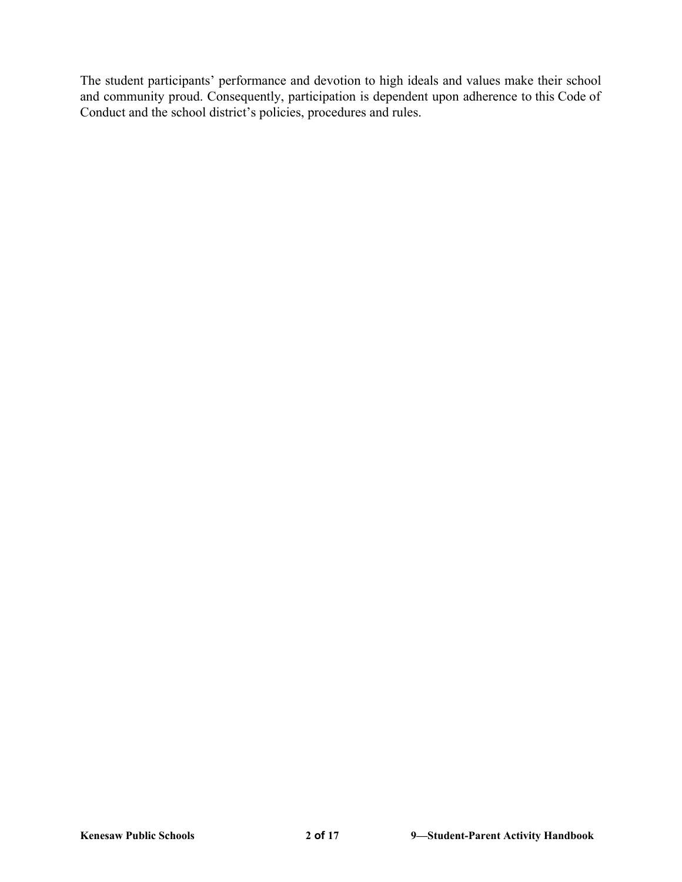The student participants' performance and devotion to high ideals and values make their school and community proud. Consequently, participation is dependent upon adherence to this Code of Conduct and the school district's policies, procedures and rules.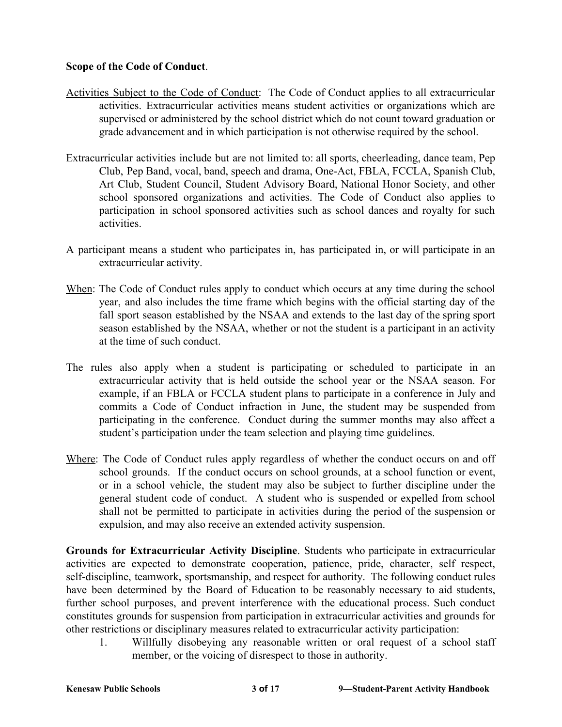**Scope of the Code of Conduct**.

Activities Subject to the Code of Conduct: The Code of Conduct applies to all extracurricular activities. Extracurricular activities means student activities or organizations which are supervised or administered by the school district which do not count toward graduation or grade advancement and in which participation is not otherwise required by the school.

Extracurricular activities include but are not limited to: all sports, cheerleading, dance team, Pep Club, Pep Band, vocal, band, speech and drama, One-Act, FBLA, FCCLA, Spanish Club, Art Club, Student Council, Student Advisory Board, National Honor Society, and other school sponsored organizations and activities. The Code of Conduct also applies to participation in school sponsored activities such as school dances and royalty for such activities.

A participant means a student who participates in, has participated in, or will participate in an extracurricular activity.

When: The Code of Conduct rules apply to conduct which occurs at any time during the school year, and also includes the time frame which begins with the official starting day of the fall sport season established by the NSAA and extends to the last day of the spring sport season established by the NSAA, whether or not the student is a participant in an activity at the time of such conduct.

The rules also apply when a student is participating or scheduled to participate in an extracurricular activity that is held outside the school year or the NSAA season. For example, if an FBLA or FCCLA student plans to participate in a conference in July and commits a Code of Conduct infraction in June, the student may be suspended from participating in the conference. Conduct during the summer months may also affect a student's participation under the team selection and playing time guidelines.

Where: The Code of Conduct rules apply regardless of whether the conduct occurs on and off school grounds. If the conduct occurs on school grounds, at a school function or event, or in a school vehicle, the student may also be subject to further discipline under the general student code of conduct. A student who is suspended or expelled from school shall not be permitted to participate in activities during the period of the suspension or expulsion, and may also receive an extended activity suspension.

**Grounds for Extracurricular Activity Discipline**. Students who participate in extracurricular activities are expected to demonstrate cooperation, patience, pride, character, self respect, self-discipline, teamwork, sportsmanship, and respect for authority. The following conduct rules have been determined by the Board of Education to be reasonably necessary to aid students, further school purposes, and prevent interference with the educational process. Such conduct constitutes grounds for suspension from participation in extracurricular activities and grounds for other restrictions or disciplinary measures related to extracurricular activity participation:

1. Willfully disobeying any reasonable written or oral request of a school staff member, or the voicing of disrespect to those in authority.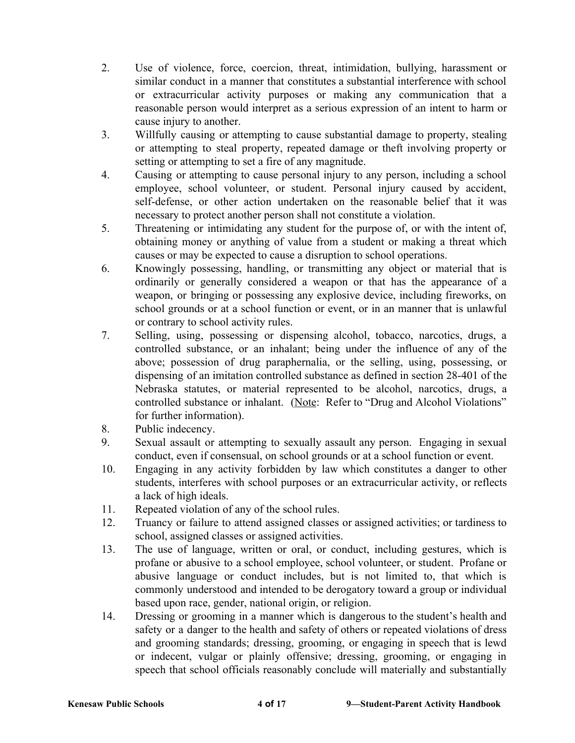2. Use of violence, force, coercion, threat, intimidation, bullying, harassment or similar conduct in a manner that constitutes a substantial interference with school or extracurricular activity purposes or making any communication that a reasonable person would interpret as a serious expression of an intent to harm or cause injury to another.
3. Willfully causing or attempting to cause substantial damage to property, stealing or attempting to steal property, repeated damage or theft involving property or setting or attempting to set a fire of any magnitude.
4. Causing or attempting to cause personal injury to any person, including a school employee, school volunteer, or student. Personal injury caused by accident, self-defense, or other action undertaken on the reasonable belief that it was necessary to protect another person shall not constitute a violation.
5. Threatening or intimidating any student for the purpose of, or with the intent of, obtaining money or anything of value from a student or making a threat which causes or may be expected to cause a disruption to school operations.
6. Knowingly possessing, handling, or transmitting any object or material that is ordinarily or generally considered a weapon or that has the appearance of a weapon, or bringing or possessing any explosive device, including fireworks, on school grounds or at a school function or event, or in an manner that is unlawful or contrary to school activity rules.
7. Selling, using, possessing or dispensing alcohol, tobacco, narcotics, drugs, a controlled substance, or an inhalant; being under the influence of any of the above; possession of drug paraphernalia, or the selling, using, possessing, or dispensing of an imitation controlled substance as defined in section 28-401 of the Nebraska statutes, or material represented to be alcohol, narcotics, drugs, a controlled substance or inhalant. (Note: Refer to "Drug and Alcohol Violations" for further information).
8. Public indecency.
9. Sexual assault or attempting to sexually assault any person. Engaging in sexual conduct, even if consensual, on school grounds or at a school function or event.
10. Engaging in any activity forbidden by law which constitutes a danger to other students, interferes with school purposes or an extracurricular activity, or reflects a lack of high ideals.
11. Repeated violation of any of the school rules.
12. Truancy or failure to attend assigned classes or assigned activities; or tardiness to school, assigned classes or assigned activities.
13. The use of language, written or oral, or conduct, including gestures, which is profane or abusive to a school employee, school volunteer, or student. Profane or abusive language or conduct includes, but is not limited to, that which is commonly understood and intended to be derogatory toward a group or individual based upon race, gender, national origin, or religion.
14. Dressing or grooming in a manner which is dangerous to the student's health and safety or a danger to the health and safety of others or repeated violations of dress and grooming standards; dressing, grooming, or engaging in speech that is lewd or indecent, vulgar or plainly offensive; dressing, grooming, or engaging in speech that school officials reasonably conclude will materially and substantially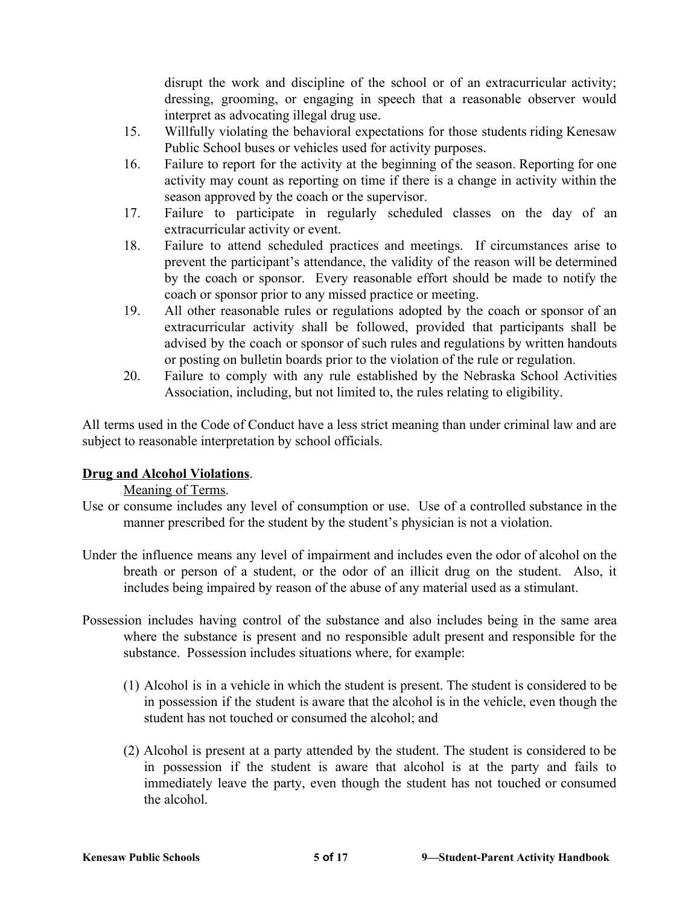disrupt the work and discipline of the school or of an extracurricular activity; dressing, grooming, or engaging in speech that a reasonable observer would interpret as advocating illegal drug use.

15. Willfully violating the behavioral expectations for those students riding Kenesaw Public School buses or vehicles used for activity purposes.
16. Failure to report for the activity at the beginning of the season. Reporting for one activity may count as reporting on time if there is a change in activity within the season approved by the coach or the supervisor.
17. Failure to participate in regularly scheduled classes on the day of an extracurricular activity or event.
18. Failure to attend scheduled practices and meetings. If circumstances arise to prevent the participant's attendance, the validity of the reason will be determined by the coach or sponsor. Every reasonable effort should be made to notify the coach or sponsor prior to any missed practice or meeting.
19. All other reasonable rules or regulations adopted by the coach or sponsor of an extracurricular activity shall be followed, provided that participants shall be advised by the coach or sponsor of such rules and regulations by written handouts or posting on bulletin boards prior to the violation of the rule or regulation.
20. Failure to comply with any rule established by the Nebraska School Activities Association, including, but not limited to, the rules relating to eligibility.

All terms used in the Code of Conduct have a less strict meaning than under criminal law and are subject to reasonable interpretation by school officials.

**Drug and Alcohol Violations**.

Meaning of Terms.

Use or consume includes any level of consumption or use. Use of a controlled substance in the manner prescribed for the student by the student's physician is not a violation.

Under the influence means any level of impairment and includes even the odor of alcohol on the breath or person of a student, or the odor of an illicit drug on the student. Also, it includes being impaired by reason of the abuse of any material used as a stimulant.

Possession includes having control of the substance and also includes being in the same area where the substance is present and no responsible adult present and responsible for the substance. Possession includes situations where, for example:

(1) Alcohol is in a vehicle in which the student is present. The student is considered to be in possession if the student is aware that the alcohol is in the vehicle, even though the student has not touched or consumed the alcohol; and

(2) Alcohol is present at a party attended by the student. The student is considered to be in possession if the student is aware that alcohol is at the party and fails to immediately leave the party, even though the student has not touched or consumed the alcohol.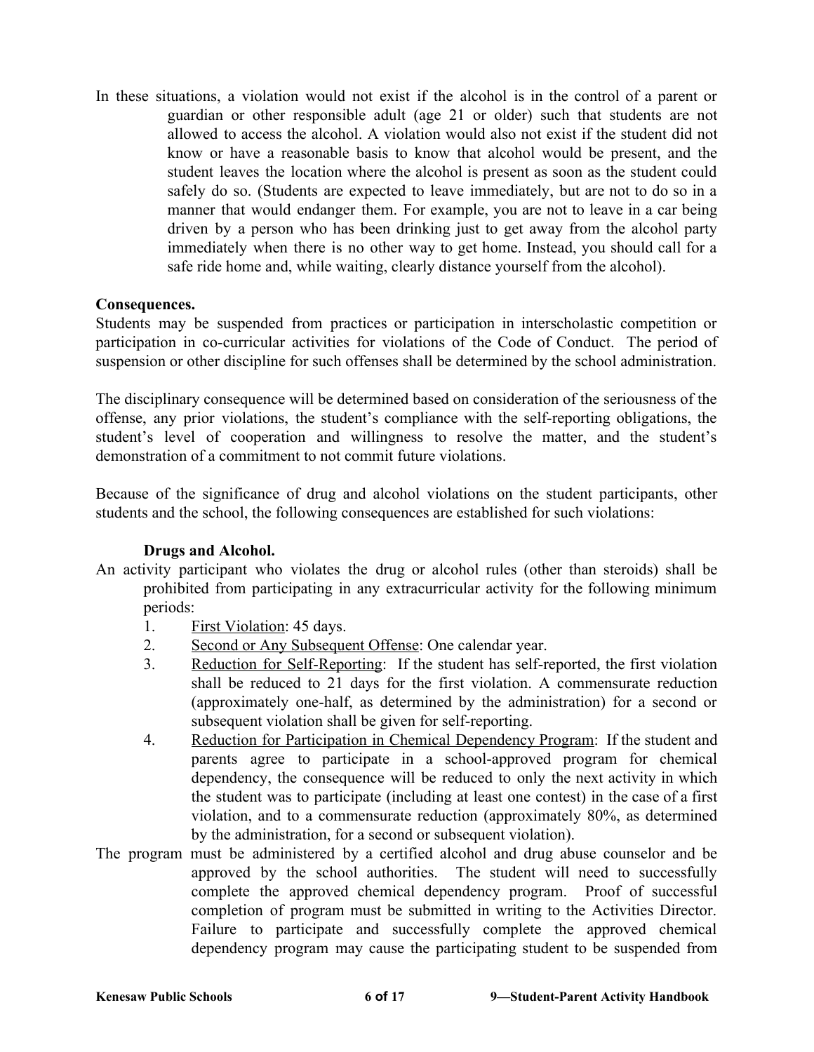In these situations, a violation would not exist if the alcohol is in the control of a parent or guardian or other responsible adult (age 21 or older) such that students are not allowed to access the alcohol. A violation would also not exist if the student did not know or have a reasonable basis to know that alcohol would be present, and the student leaves the location where the alcohol is present as soon as the student could safely do so. (Students are expected to leave immediately, but are not to do so in a manner that would endanger them. For example, you are not to leave in a car being driven by a person who has been drinking just to get away from the alcohol party immediately when there is no other way to get home. Instead, you should call for a safe ride home and, while waiting, clearly distance yourself from the alcohol).

**Consequences.**

Students may be suspended from practices or participation in interscholastic competition or participation in co-curricular activities for violations of the Code of Conduct. The period of suspension or other discipline for such offenses shall be determined by the school administration.

The disciplinary consequence will be determined based on consideration of the seriousness of the offense, any prior violations, the student's compliance with the self-reporting obligations, the student's level of cooperation and willingness to resolve the matter, and the student's demonstration of a commitment to not commit future violations.

Because of the significance of drug and alcohol violations on the student participants, other students and the school, the following consequences are established for such violations:

**Drugs and Alcohol.**

An activity participant who violates the drug or alcohol rules (other than steroids) shall be prohibited from participating in any extracurricular activity for the following minimum periods:

1. <u>First Violation</u>: 45 days.
2. <u>Second or Any Subsequent Offense</u>: One calendar year.
3. <u>Reduction for Self-Reporting</u>: If the student has self-reported, the first violation shall be reduced to 21 days for the first violation. A commensurate reduction (approximately one-half, as determined by the administration) for a second or subsequent violation shall be given for self-reporting.
4. <u>Reduction for Participation in Chemical Dependency Program</u>: If the student and parents agree to participate in a school-approved program for chemical dependency, the consequence will be reduced to only the next activity in which the student was to participate (including at least one contest) in the case of a first violation, and to a commensurate reduction (approximately 80%, as determined by the administration, for a second or subsequent violation).

The program must be administered by a certified alcohol and drug abuse counselor and be approved by the school authorities. The student will need to successfully complete the approved chemical dependency program. Proof of successful completion of program must be submitted in writing to the Activities Director. Failure to participate and successfully complete the approved chemical dependency program may cause the participating student to be suspended from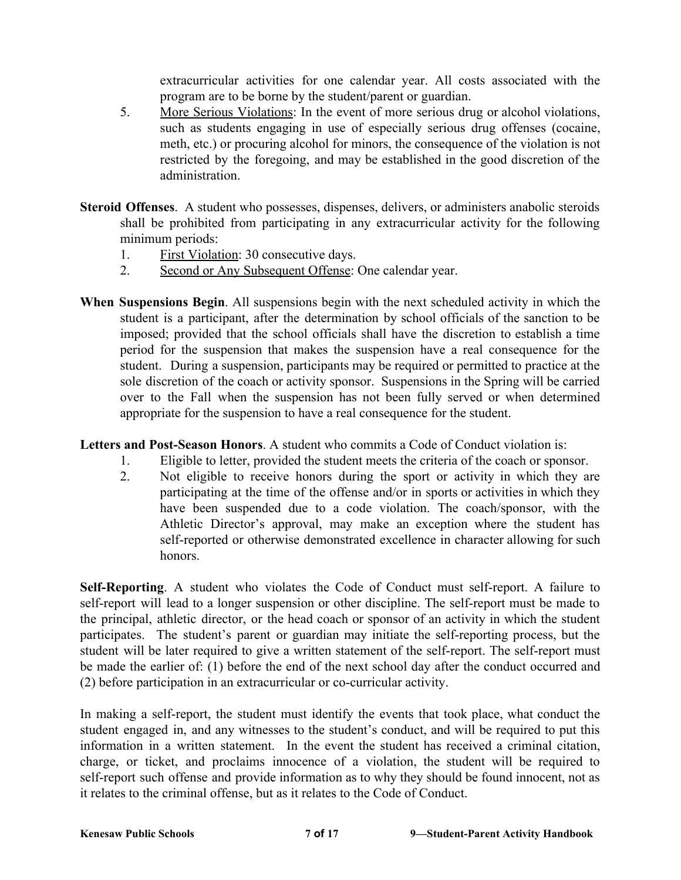extracurricular activities for one calendar year. All costs associated with the program are to be borne by the student/parent or guardian.

5. More Serious Violations: In the event of more serious drug or alcohol violations, such as students engaging in use of especially serious drug offenses (cocaine, meth, etc.) or procuring alcohol for minors, the consequence of the violation is not restricted by the foregoing, and may be established in the good discretion of the administration.

**Steroid Offenses**. A student who possesses, dispenses, delivers, or administers anabolic steroids shall be prohibited from participating in any extracurricular activity for the following minimum periods:

1. First Violation: 30 consecutive days.
2. Second or Any Subsequent Offense: One calendar year.

**When Suspensions Begin**. All suspensions begin with the next scheduled activity in which the student is a participant, after the determination by school officials of the sanction to be imposed; provided that the school officials shall have the discretion to establish a time period for the suspension that makes the suspension have a real consequence for the student. During a suspension, participants may be required or permitted to practice at the sole discretion of the coach or activity sponsor. Suspensions in the Spring will be carried over to the Fall when the suspension has not been fully served or when determined appropriate for the suspension to have a real consequence for the student.

**Letters and Post-Season Honors**. A student who commits a Code of Conduct violation is:

1. Eligible to letter, provided the student meets the criteria of the coach or sponsor.
2. Not eligible to receive honors during the sport or activity in which they are participating at the time of the offense and/or in sports or activities in which they have been suspended due to a code violation. The coach/sponsor, with the Athletic Director's approval, may make an exception where the student has self-reported or otherwise demonstrated excellence in character allowing for such honors.

**Self-Reporting**. A student who violates the Code of Conduct must self-report. A failure to self-report will lead to a longer suspension or other discipline. The self-report must be made to the principal, athletic director, or the head coach or sponsor of an activity in which the student participates. The student's parent or guardian may initiate the self-reporting process, but the student will be later required to give a written statement of the self-report. The self-report must be made the earlier of: (1) before the end of the next school day after the conduct occurred and (2) before participation in an extracurricular or co-curricular activity.

In making a self-report, the student must identify the events that took place, what conduct the student engaged in, and any witnesses to the student's conduct, and will be required to put this information in a written statement. In the event the student has received a criminal citation, charge, or ticket, and proclaims innocence of a violation, the student will be required to self-report such offense and provide information as to why they should be found innocent, not as it relates to the criminal offense, but as it relates to the Code of Conduct.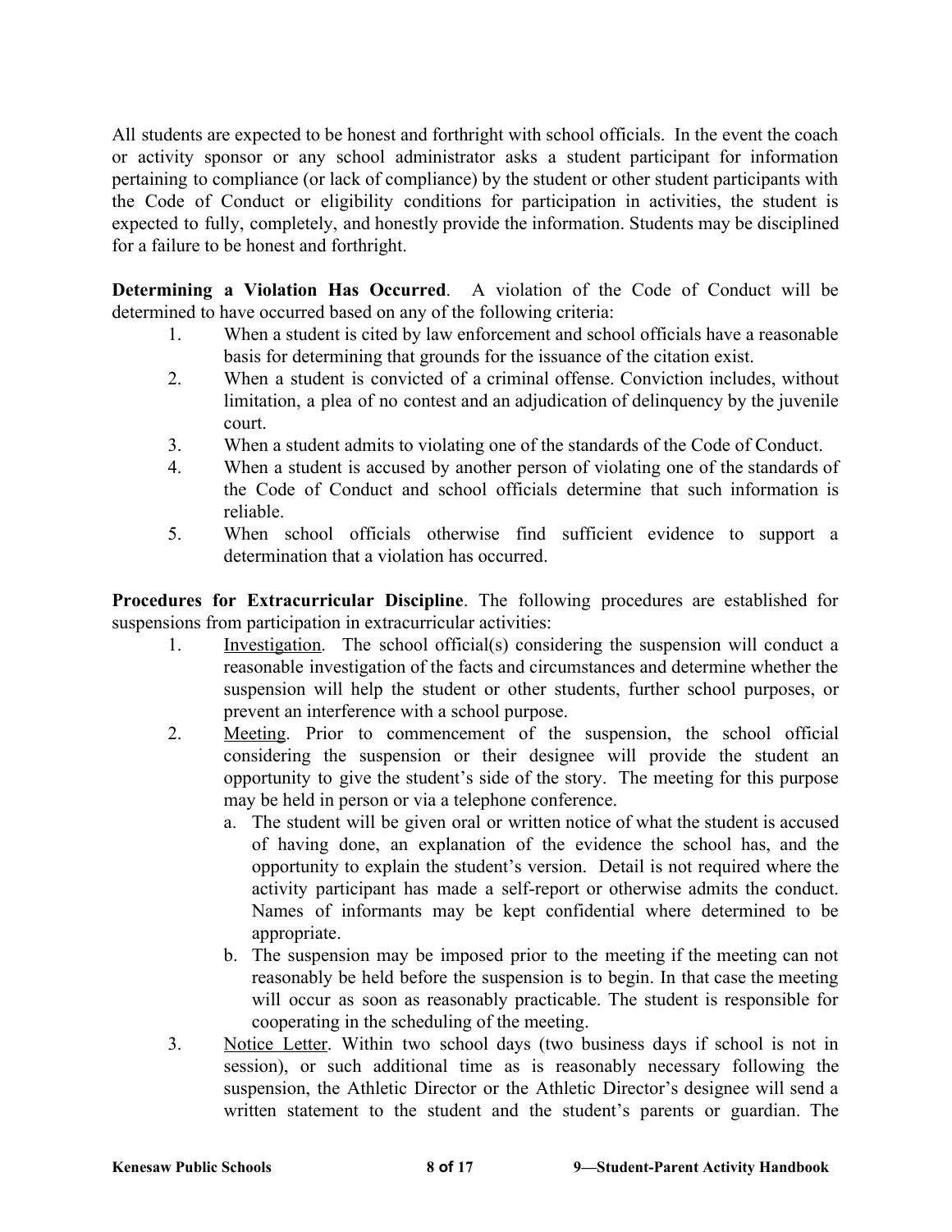All students are expected to be honest and forthright with school officials. In the event the coach or activity sponsor or any school administrator asks a student participant for information pertaining to compliance (or lack of compliance) by the student or other student participants with the Code of Conduct or eligibility conditions for participation in activities, the student is expected to fully, completely, and honestly provide the information. Students may be disciplined for a failure to be honest and forthright.

**Determining a Violation Has Occurred**. A violation of the Code of Conduct will be determined to have occurred based on any of the following criteria:

1. When a student is cited by law enforcement and school officials have a reasonable basis for determining that grounds for the issuance of the citation exist.
2. When a student is convicted of a criminal offense. Conviction includes, without limitation, a plea of no contest and an adjudication of delinquency by the juvenile court.
3. When a student admits to violating one of the standards of the Code of Conduct.
4. When a student is accused by another person of violating one of the standards of the Code of Conduct and school officials determine that such information is reliable.
5. When school officials otherwise find sufficient evidence to support a determination that a violation has occurred.

**Procedures for Extracurricular Discipline**. The following procedures are established for suspensions from participation in extracurricular activities:

1. Investigation. The school official(s) considering the suspension will conduct a reasonable investigation of the facts and circumstances and determine whether the suspension will help the student or other students, further school purposes, or prevent an interference with a school purpose.
2. Meeting. Prior to commencement of the suspension, the school official considering the suspension or their designee will provide the student an opportunity to give the student's side of the story. The meeting for this purpose may be held in person or via a telephone conference.
   a. The student will be given oral or written notice of what the student is accused of having done, an explanation of the evidence the school has, and the opportunity to explain the student's version. Detail is not required where the activity participant has made a self-report or otherwise admits the conduct. Names of informants may be kept confidential where determined to be appropriate.
   b. The suspension may be imposed prior to the meeting if the meeting can not reasonably be held before the suspension is to begin. In that case the meeting will occur as soon as reasonably practicable. The student is responsible for cooperating in the scheduling of the meeting.
3. Notice Letter. Within two school days (two business days if school is not in session), or such additional time as is reasonably necessary following the suspension, the Athletic Director or the Athletic Director's designee will send a written statement to the student and the student's parents or guardian. The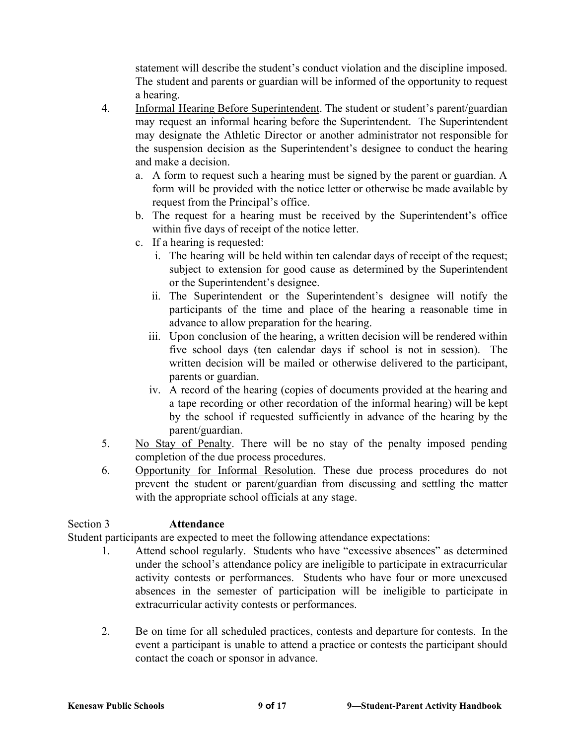statement will describe the student's conduct violation and the discipline imposed. The student and parents or guardian will be informed of the opportunity to request a hearing.

4. Informal Hearing Before Superintendent. The student or student's parent/guardian may request an informal hearing before the Superintendent. The Superintendent may designate the Athletic Director or another administrator not responsible for the suspension decision as the Superintendent's designee to conduct the hearing and make a decision.
   a. A form to request such a hearing must be signed by the parent or guardian. A form will be provided with the notice letter or otherwise be made available by request from the Principal's office.
   b. The request for a hearing must be received by the Superintendent's office within five days of receipt of the notice letter.
   c. If a hearing is requested:
      i. The hearing will be held within ten calendar days of receipt of the request; subject to extension for good cause as determined by the Superintendent or the Superintendent's designee.
      ii. The Superintendent or the Superintendent's designee will notify the participants of the time and place of the hearing a reasonable time in advance to allow preparation for the hearing.
      iii. Upon conclusion of the hearing, a written decision will be rendered within five school days (ten calendar days if school is not in session). The written decision will be mailed or otherwise delivered to the participant, parents or guardian.
      iv. A record of the hearing (copies of documents provided at the hearing and a tape recording or other recordation of the informal hearing) will be kept by the school if requested sufficiently in advance of the hearing by the parent/guardian.
5. No Stay of Penalty. There will be no stay of the penalty imposed pending completion of the due process procedures.
6. Opportunity for Informal Resolution. These due process procedures do not prevent the student or parent/guardian from discussing and settling the matter with the appropriate school officials at any stage.

## Section 3 **Attendance**

Student participants are expected to meet the following attendance expectations:

1. Attend school regularly. Students who have "excessive absences" as determined under the school's attendance policy are ineligible to participate in extracurricular activity contests or performances. Students who have four or more unexcused absences in the semester of participation will be ineligible to participate in extracurricular activity contests or performances.

2. Be on time for all scheduled practices, contests and departure for contests. In the event a participant is unable to attend a practice or contests the participant should contact the coach or sponsor in advance.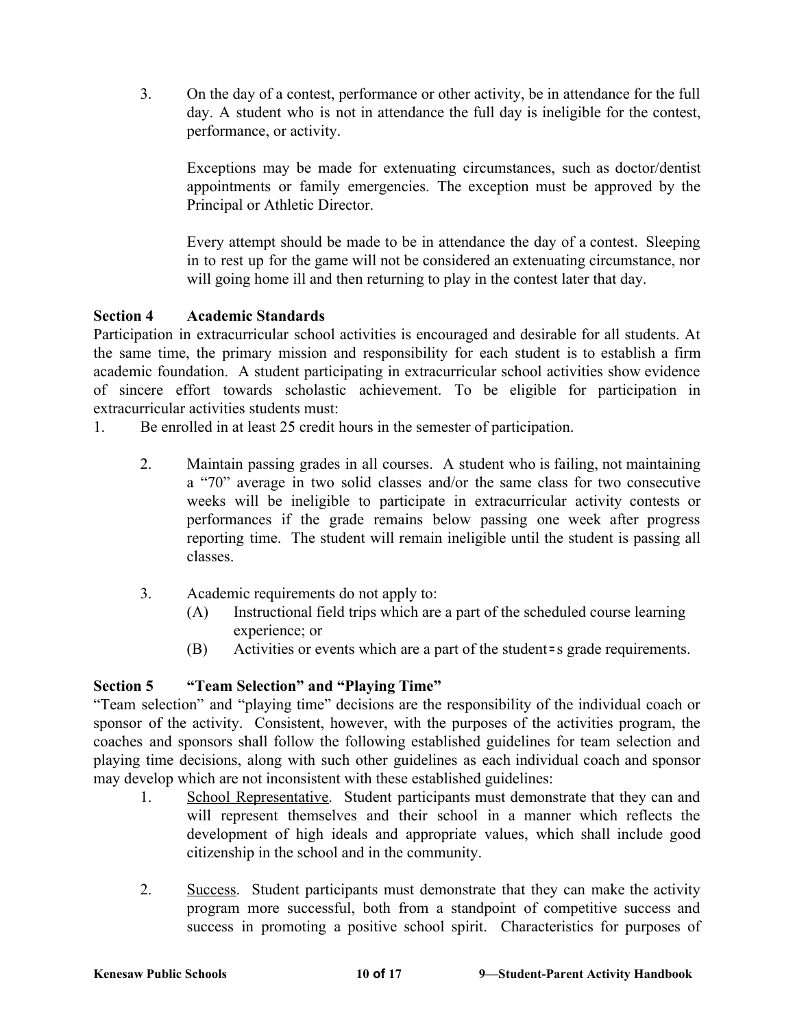3. On the day of a contest, performance or other activity, be in attendance for the full day. A student who is not in attendance the full day is ineligible for the contest, performance, or activity.

   Exceptions may be made for extenuating circumstances, such as doctor/dentist appointments or family emergencies. The exception must be approved by the Principal or Athletic Director.

   Every attempt should be made to be in attendance the day of a contest. Sleeping in to rest up for the game will not be considered an extenuating circumstance, nor will going home ill and then returning to play in the contest later that day.

**Section 4 Academic Standards**

Participation in extracurricular school activities is encouraged and desirable for all students. At the same time, the primary mission and responsibility for each student is to establish a firm academic foundation. A student participating in extracurricular school activities show evidence of sincere effort towards scholastic achievement. To be eligible for participation in extracurricular activities students must:

1. Be enrolled in at least 25 credit hours in the semester of participation.

2. Maintain passing grades in all courses. A student who is failing, not maintaining a "70" average in two solid classes and/or the same class for two consecutive weeks will be ineligible to participate in extracurricular activity contests or performances if the grade remains below passing one week after progress reporting time. The student will remain ineligible until the student is passing all classes.

3. Academic requirements do not apply to:
   (A) Instructional field trips which are a part of the scheduled course learning experience; or
   (B) Activities or events which are a part of the student=s grade requirements.

**Section 5 "Team Selection" and "Playing Time"**

"Team selection" and "playing time" decisions are the responsibility of the individual coach or sponsor of the activity. Consistent, however, with the purposes of the activities program, the coaches and sponsors shall follow the following established guidelines for team selection and playing time decisions, along with such other guidelines as each individual coach and sponsor may develop which are not inconsistent with these established guidelines:

1. <u>School Representative</u>. Student participants must demonstrate that they can and will represent themselves and their school in a manner which reflects the development of high ideals and appropriate values, which shall include good citizenship in the school and in the community.

2. <u>Success</u>. Student participants must demonstrate that they can make the activity program more successful, both from a standpoint of competitive success and success in promoting a positive school spirit. Characteristics for purposes of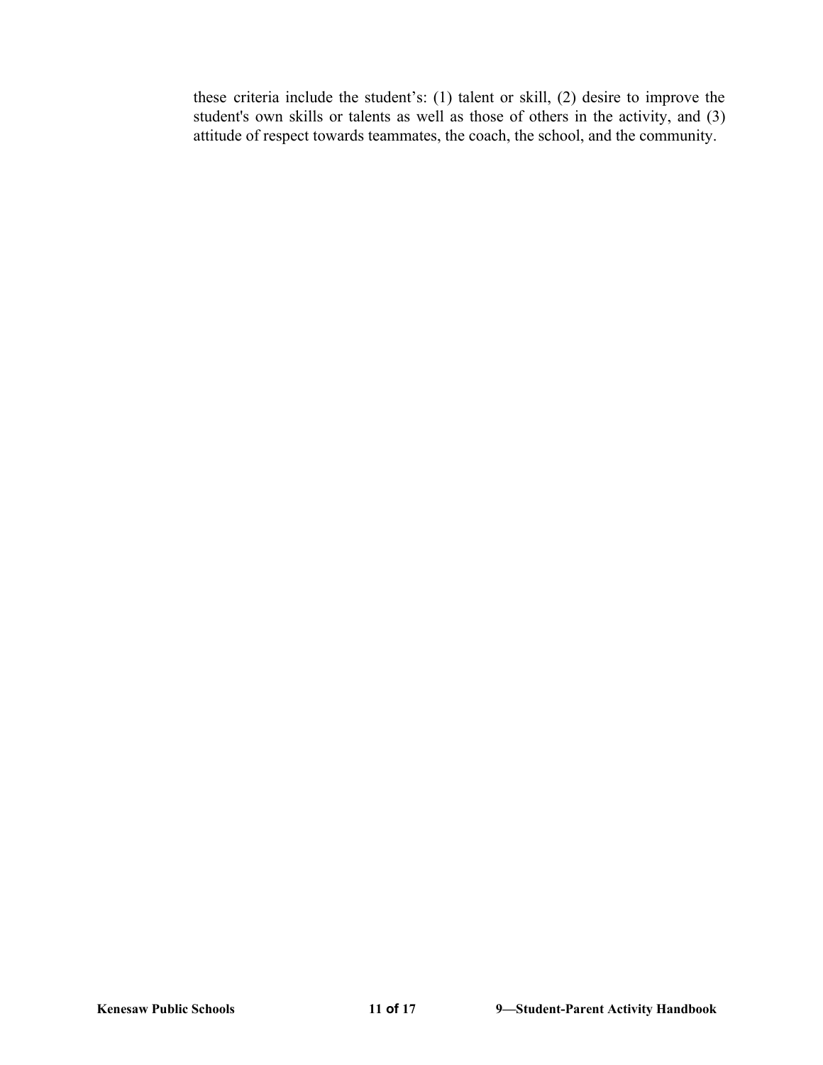these criteria include the student's: (1) talent or skill, (2) desire to improve the student's own skills or talents as well as those of others in the activity, and (3) attitude of respect towards teammates, the coach, the school, and the community.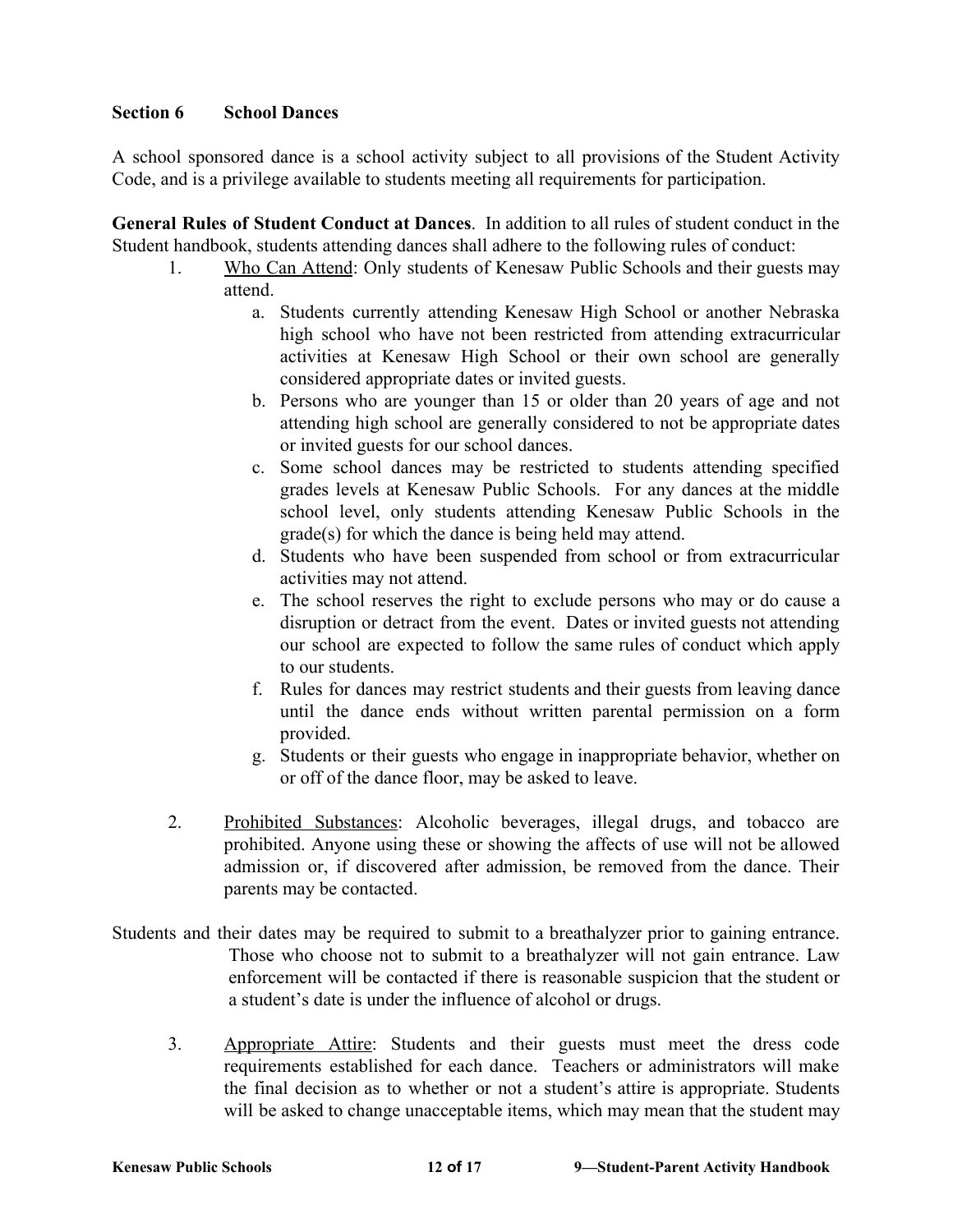### Section 6 School Dances

A school sponsored dance is a school activity subject to all provisions of the Student Activity Code, and is a privilege available to students meeting all requirements for participation.

**General Rules of Student Conduct at Dances**. In addition to all rules of student conduct in the Student handbook, students attending dances shall adhere to the following rules of conduct:

1. <u>Who Can Attend</u>: Only students of Kenesaw Public Schools and their guests may attend.
    a. Students currently attending Kenesaw High School or another Nebraska high school who have not been restricted from attending extracurricular activities at Kenesaw High School or their own school are generally considered appropriate dates or invited guests.
    b. Persons who are younger than 15 or older than 20 years of age and not attending high school are generally considered to not be appropriate dates or invited guests for our school dances.
    c. Some school dances may be restricted to students attending specified grades levels at Kenesaw Public Schools. For any dances at the middle school level, only students attending Kenesaw Public Schools in the grade(s) for which the dance is being held may attend.
    d. Students who have been suspended from school or from extracurricular activities may not attend.
    e. The school reserves the right to exclude persons who may or do cause a disruption or detract from the event. Dates or invited guests not attending our school are expected to follow the same rules of conduct which apply to our students.
    f. Rules for dances may restrict students and their guests from leaving dance until the dance ends without written parental permission on a form provided.
    g. Students or their guests who engage in inappropriate behavior, whether on or off of the dance floor, may be asked to leave.

2. <u>Prohibited Substances</u>: Alcoholic beverages, illegal drugs, and tobacco are prohibited. Anyone using these or showing the affects of use will not be allowed admission or, if discovered after admission, be removed from the dance. Their parents may be contacted.

Students and their dates may be required to submit to a breathalyzer prior to gaining entrance. Those who choose not to submit to a breathalyzer will not gain entrance. Law enforcement will be contacted if there is reasonable suspicion that the student or a student's date is under the influence of alcohol or drugs.

3. <u>Appropriate Attire</u>: Students and their guests must meet the dress code requirements established for each dance. Teachers or administrators will make the final decision as to whether or not a student's attire is appropriate. Students will be asked to change unacceptable items, which may mean that the student may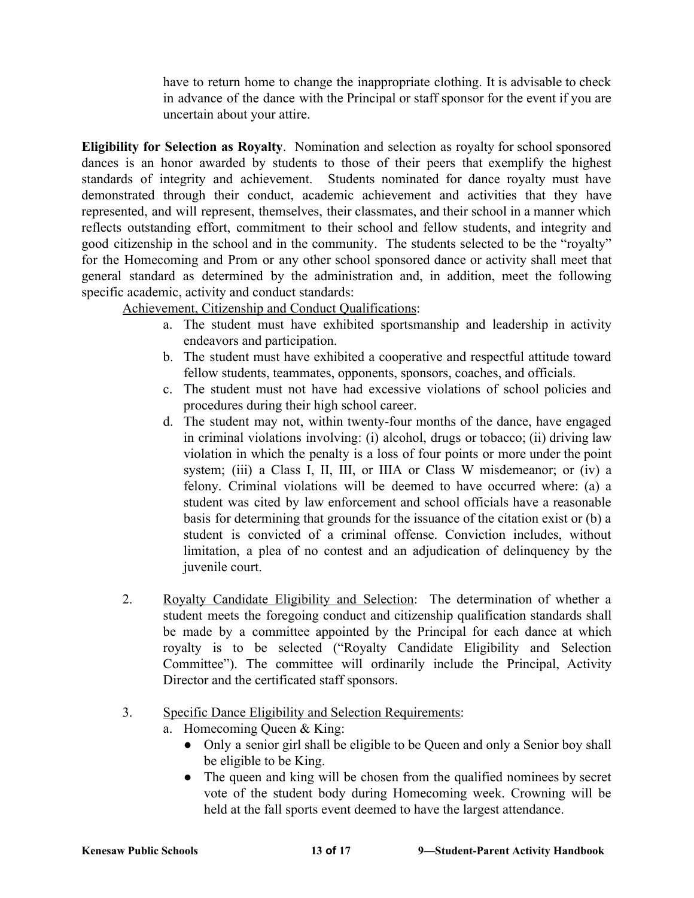have to return home to change the inappropriate clothing. It is advisable to check in advance of the dance with the Principal or staff sponsor for the event if you are uncertain about your attire.

**Eligibility for Selection as Royalty**. Nomination and selection as royalty for school sponsored dances is an honor awarded by students to those of their peers that exemplify the highest standards of integrity and achievement. Students nominated for dance royalty must have demonstrated through their conduct, academic achievement and activities that they have represented, and will represent, themselves, their classmates, and their school in a manner which reflects outstanding effort, commitment to their school and fellow students, and integrity and good citizenship in the school and in the community. The students selected to be the "royalty" for the Homecoming and Prom or any other school sponsored dance or activity shall meet that general standard as determined by the administration and, in addition, meet the following specific academic, activity and conduct standards:

Achievement, Citizenship and Conduct Qualifications:

a. The student must have exhibited sportsmanship and leadership in activity endeavors and participation.
b. The student must have exhibited a cooperative and respectful attitude toward fellow students, teammates, opponents, sponsors, coaches, and officials.
c. The student must not have had excessive violations of school policies and procedures during their high school career.
d. The student may not, within twenty-four months of the dance, have engaged in criminal violations involving: (i) alcohol, drugs or tobacco; (ii) driving law violation in which the penalty is a loss of four points or more under the point system; (iii) a Class I, II, III, or IIIA or Class W misdemeanor; or (iv) a felony. Criminal violations will be deemed to have occurred where: (a) a student was cited by law enforcement and school officials have a reasonable basis for determining that grounds for the issuance of the citation exist or (b) a student is convicted of a criminal offense. Conviction includes, without limitation, a plea of no contest and an adjudication of delinquency by the juvenile court.

2. Royalty Candidate Eligibility and Selection: The determination of whether a student meets the foregoing conduct and citizenship qualification standards shall be made by a committee appointed by the Principal for each dance at which royalty is to be selected ("Royalty Candidate Eligibility and Selection Committee"). The committee will ordinarily include the Principal, Activity Director and the certificated staff sponsors.

3. Specific Dance Eligibility and Selection Requirements:
   a. Homecoming Queen & King:
      - Only a senior girl shall be eligible to be Queen and only a Senior boy shall be eligible to be King.
      - The queen and king will be chosen from the qualified nominees by secret vote of the student body during Homecoming week. Crowning will be held at the fall sports event deemed to have the largest attendance.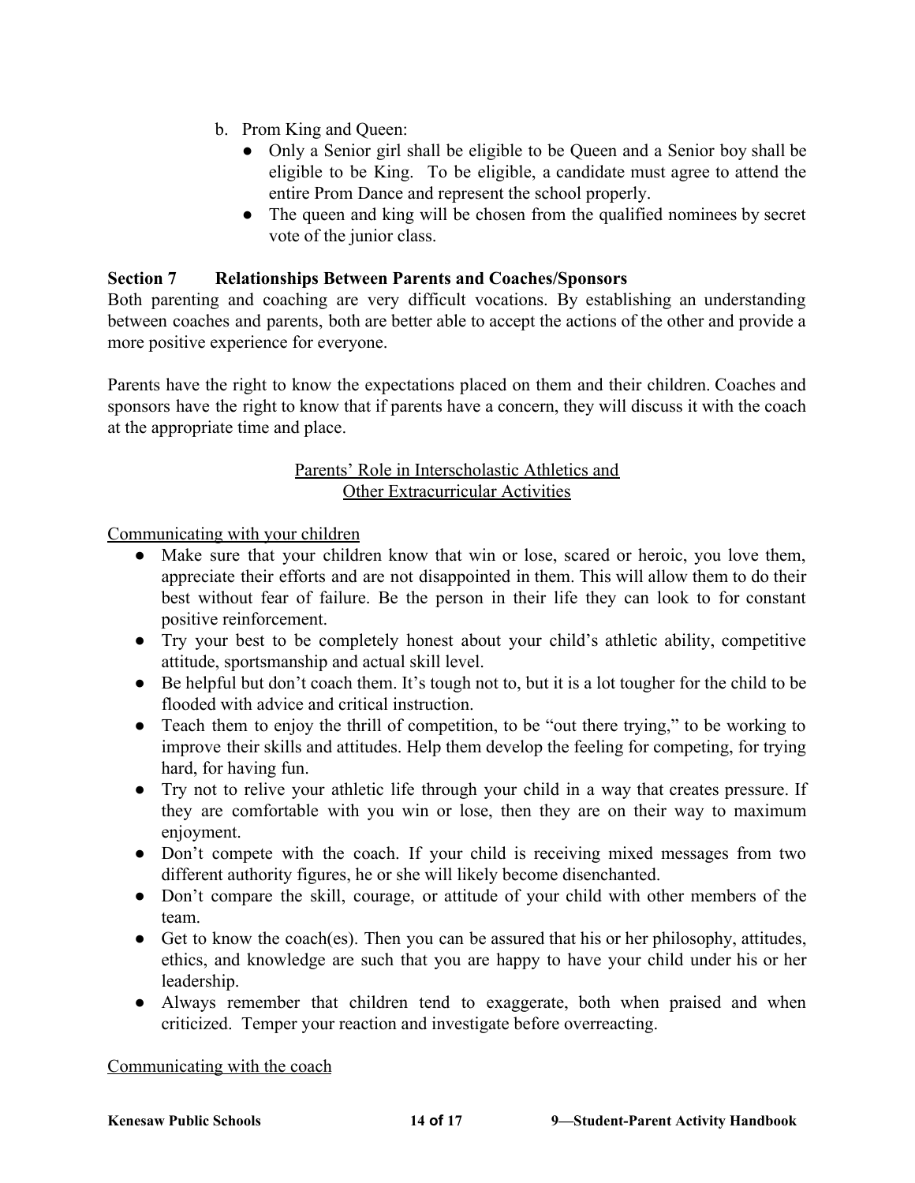b. Prom King and Queen:
   - Only a Senior girl shall be eligible to be Queen and a Senior boy shall be eligible to be King. To be eligible, a candidate must agree to attend the entire Prom Dance and represent the school properly.
   - The queen and king will be chosen from the qualified nominees by secret vote of the junior class.

## Section 7 Relationships Between Parents and Coaches/Sponsors

Both parenting and coaching are very difficult vocations. By establishing an understanding between coaches and parents, both are better able to accept the actions of the other and provide a more positive experience for everyone.

Parents have the right to know the expectations placed on them and their children. Coaches and sponsors have the right to know that if parents have a concern, they will discuss it with the coach at the appropriate time and place.

<u>Parents' Role in Interscholastic Athletics and Other Extracurricular Activities</u>

<u>Communicating with your children</u>

- Make sure that your children know that win or lose, scared or heroic, you love them, appreciate their efforts and are not disappointed in them. This will allow them to do their best without fear of failure. Be the person in their life they can look to for constant positive reinforcement.
- Try your best to be completely honest about your child's athletic ability, competitive attitude, sportsmanship and actual skill level.
- Be helpful but don't coach them. It's tough not to, but it is a lot tougher for the child to be flooded with advice and critical instruction.
- Teach them to enjoy the thrill of competition, to be "out there trying," to be working to improve their skills and attitudes. Help them develop the feeling for competing, for trying hard, for having fun.
- Try not to relive your athletic life through your child in a way that creates pressure. If they are comfortable with you win or lose, then they are on their way to maximum enjoyment.
- Don't compete with the coach. If your child is receiving mixed messages from two different authority figures, he or she will likely become disenchanted.
- Don't compare the skill, courage, or attitude of your child with other members of the team.
- Get to know the coach(es). Then you can be assured that his or her philosophy, attitudes, ethics, and knowledge are such that you are happy to have your child under his or her leadership.
- Always remember that children tend to exaggerate, both when praised and when criticized. Temper your reaction and investigate before overreacting.

<u>Communicating with the coach</u>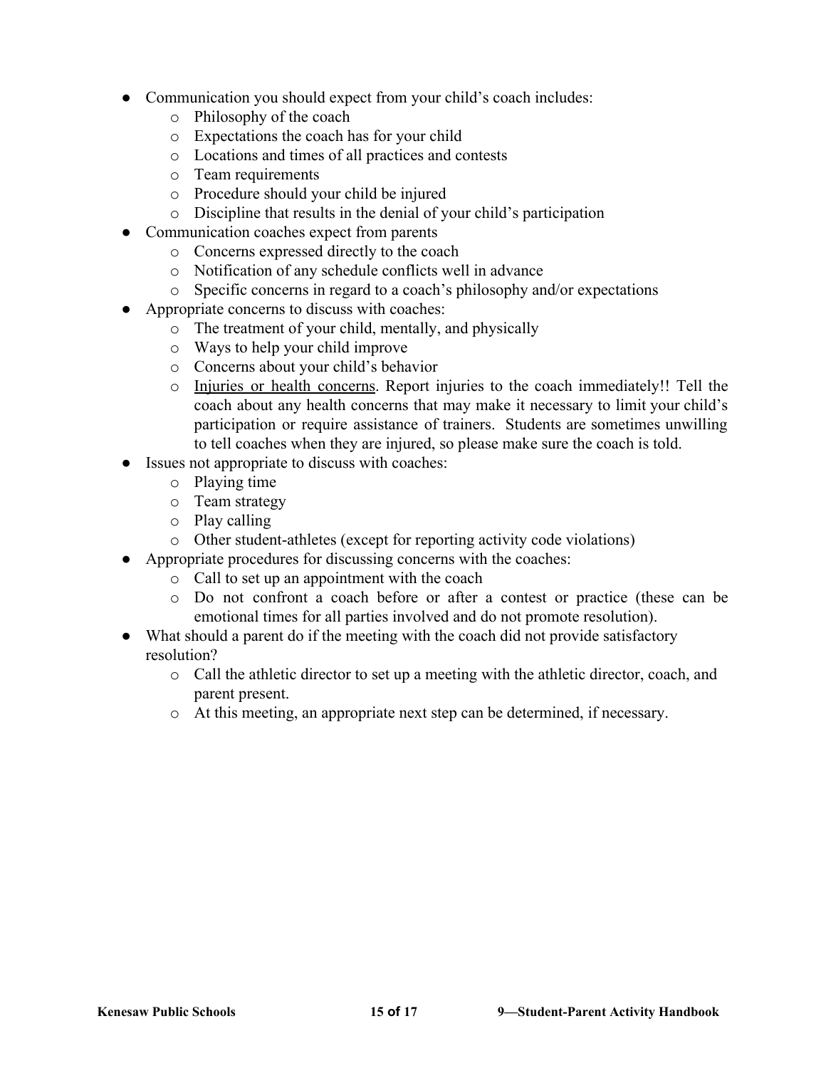- Communication you should expect from your child's coach includes:
  - Philosophy of the coach
  - Expectations the coach has for your child
  - Locations and times of all practices and contests
  - Team requirements
  - Procedure should your child be injured
  - Discipline that results in the denial of your child's participation
- Communication coaches expect from parents
  - Concerns expressed directly to the coach
  - Notification of any schedule conflicts well in advance
  - Specific concerns in regard to a coach's philosophy and/or expectations
- Appropriate concerns to discuss with coaches:
  - The treatment of your child, mentally, and physically
  - Ways to help your child improve
  - Concerns about your child's behavior
  - <u>Injuries or health concerns</u>. Report injuries to the coach immediately!! Tell the coach about any health concerns that may make it necessary to limit your child's participation or require assistance of trainers. Students are sometimes unwilling to tell coaches when they are injured, so please make sure the coach is told.
- Issues not appropriate to discuss with coaches:
  - Playing time
  - Team strategy
  - Play calling
  - Other student-athletes (except for reporting activity code violations)
- Appropriate procedures for discussing concerns with the coaches:
  - Call to set up an appointment with the coach
  - Do not confront a coach before or after a contest or practice (these can be emotional times for all parties involved and do not promote resolution).
- What should a parent do if the meeting with the coach did not provide satisfactory resolution?
  - Call the athletic director to set up a meeting with the athletic director, coach, and parent present.
  - At this meeting, an appropriate next step can be determined, if necessary.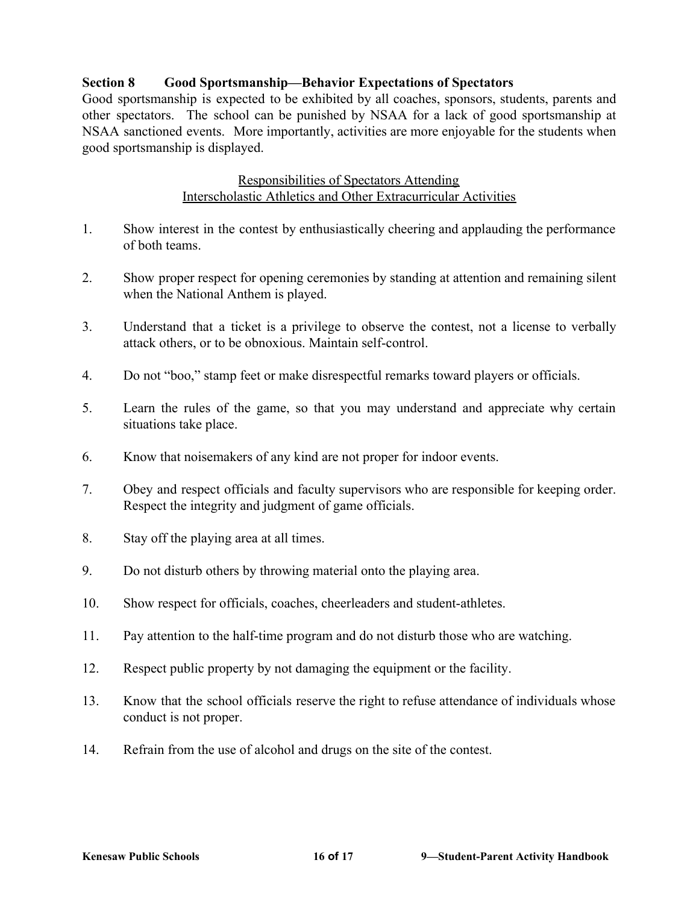## Section 8 Good Sportsmanship—Behavior Expectations of Spectators

Good sportsmanship is expected to be exhibited by all coaches, sponsors, students, parents and other spectators. The school can be punished by NSAA for a lack of good sportsmanship at NSAA sanctioned events. More importantly, activities are more enjoyable for the students when good sportsmanship is displayed.

<u>Responsibilities of Spectators Attending</u>
<u>Interscholastic Athletics and Other Extracurricular Activities</u>

1. Show interest in the contest by enthusiastically cheering and applauding the performance of both teams.

2. Show proper respect for opening ceremonies by standing at attention and remaining silent when the National Anthem is played.

3. Understand that a ticket is a privilege to observe the contest, not a license to verbally attack others, or to be obnoxious. Maintain self-control.

4. Do not "boo," stamp feet or make disrespectful remarks toward players or officials.

5. Learn the rules of the game, so that you may understand and appreciate why certain situations take place.

6. Know that noisemakers of any kind are not proper for indoor events.

7. Obey and respect officials and faculty supervisors who are responsible for keeping order. Respect the integrity and judgment of game officials.

8. Stay off the playing area at all times.

9. Do not disturb others by throwing material onto the playing area.

10. Show respect for officials, coaches, cheerleaders and student-athletes.

11. Pay attention to the half-time program and do not disturb those who are watching.

12. Respect public property by not damaging the equipment or the facility.

13. Know that the school officials reserve the right to refuse attendance of individuals whose conduct is not proper.

14. Refrain from the use of alcohol and drugs on the site of the contest.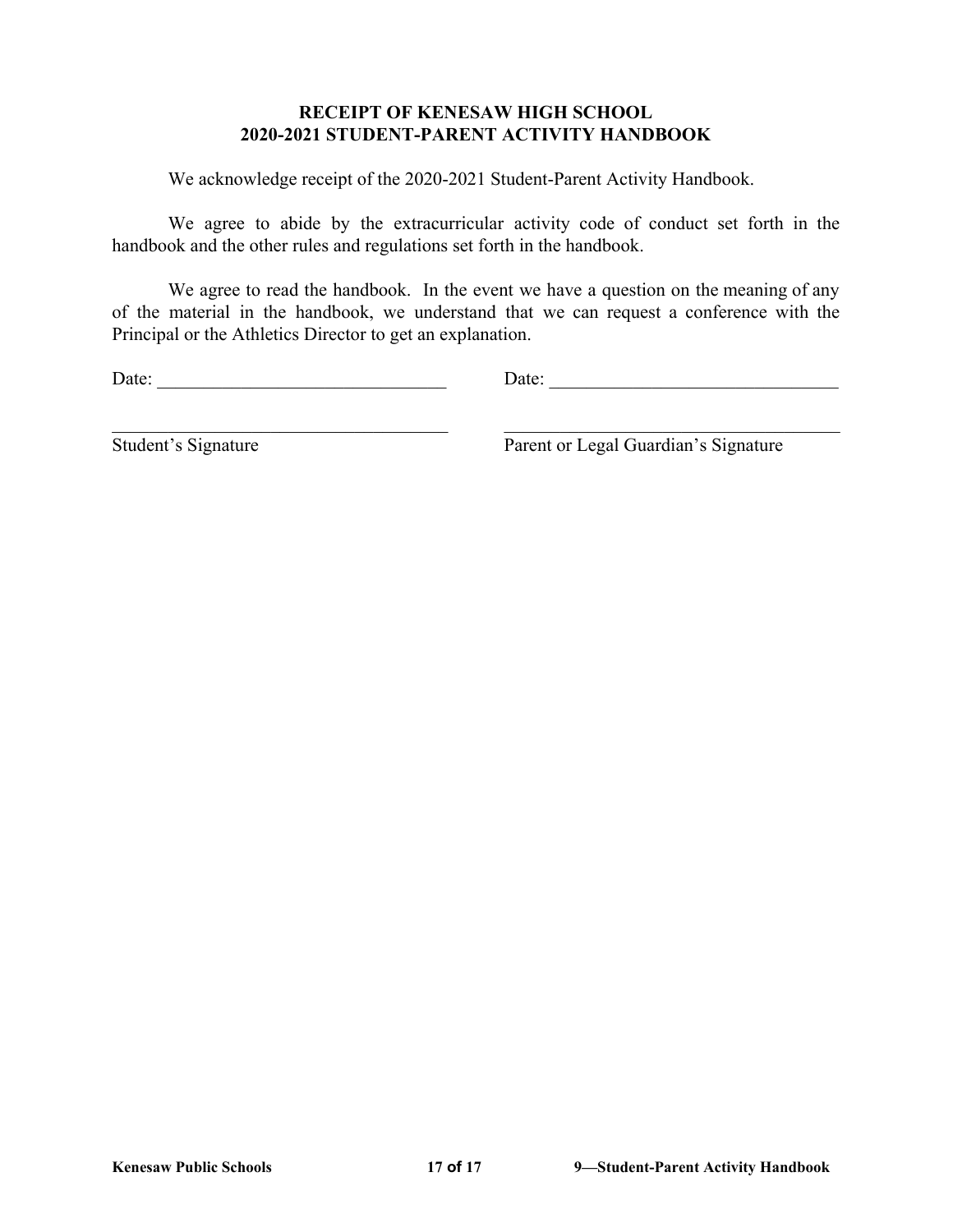# RECEIPT OF KENESAW HIGH SCHOOL
# 2020-2021 STUDENT-PARENT ACTIVITY HANDBOOK

We acknowledge receipt of the 2020-2021 Student-Parent Activity Handbook.

We agree to abide by the extracurricular activity code of conduct set forth in the handbook and the other rules and regulations set forth in the handbook.

We agree to read the handbook. In the event we have a question on the meaning of any of the material in the handbook, we understand that we can request a conference with the Principal or the Athletics Director to get an explanation.

Date: ______________________________ Date: ______________________________

____________________________________ ____________________________________
Student's Signature Parent or Legal Guardian's Signature